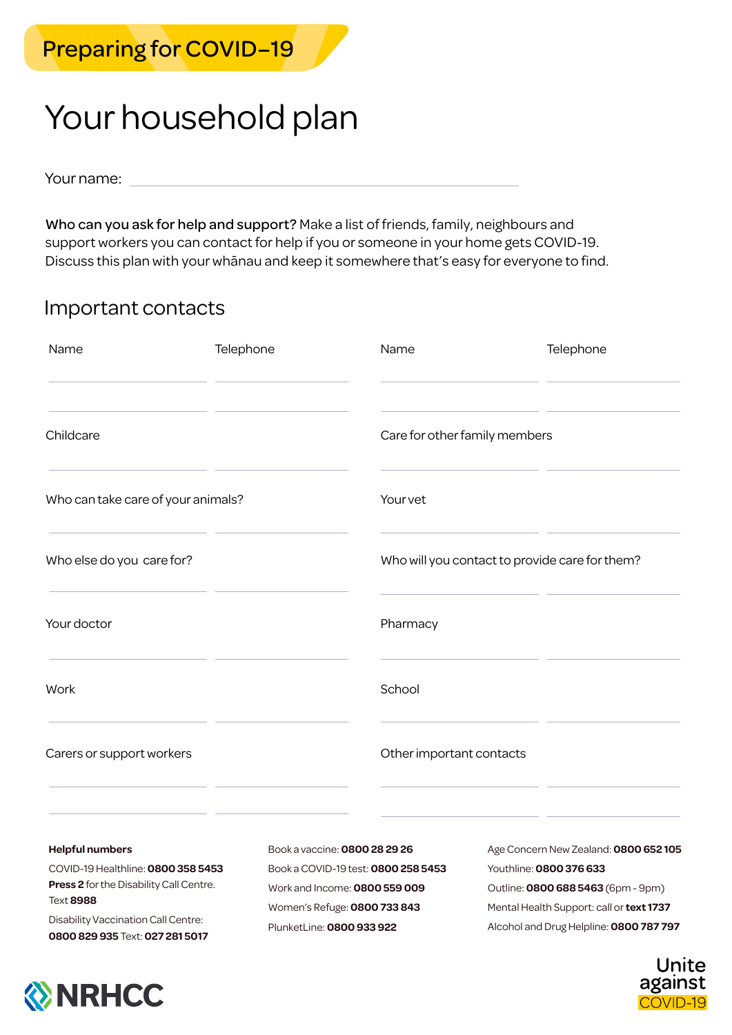Preparing for COVID–19

# Your household plan

Your name: ______________________________

**Who can you ask for help and support?** Make a list of friends, family, neighbours and support workers you can contact for help if you or someone in your home gets COVID-19. Discuss this plan with your whānau and keep it somewhere that's easy for everyone to find.

## Important contacts

| Name | Telephone | Name | Telephone |
|---|---|---|---|
| | | | |
| | | | |
| Childcare | | Care for other family members | |
| | | | |
| Who can take care of your animals? | | Your vet | |
| | | | |
| Who else do you care for? | | Who will you contact to provide care for them? | |
| | | | |
| Your doctor | | Pharmacy | |
| | | | |
| Work | | School | |
| | | | |
| Carers or support workers | | Other important contacts | |
| | | | |
| | | | |

**Helpful numbers**

COVID-19 Healthline: **0800 358 5453**
**Press 2** for the Disability Call Centre.
Text **8988**

Disability Vaccination Call Centre:
**0800 829 935** Text: **027 281 5017**

Book a vaccine: **0800 28 29 26**
Book a COVID-19 test: **0800 258 5453**
Work and Income: **0800 559 009**
Women's Refuge: **0800 733 843**
PlunketLine: **0800 933 922**

Age Concern New Zealand: **0800 652 105**
Youthline: **0800 376 633**
Outline: **0800 688 5463** (6pm - 9pm)
Mental Health Support: call or **text 1737**
Alcohol and Drug Helpline: **0800 787 797**

NRHCC

Unite against COVID-19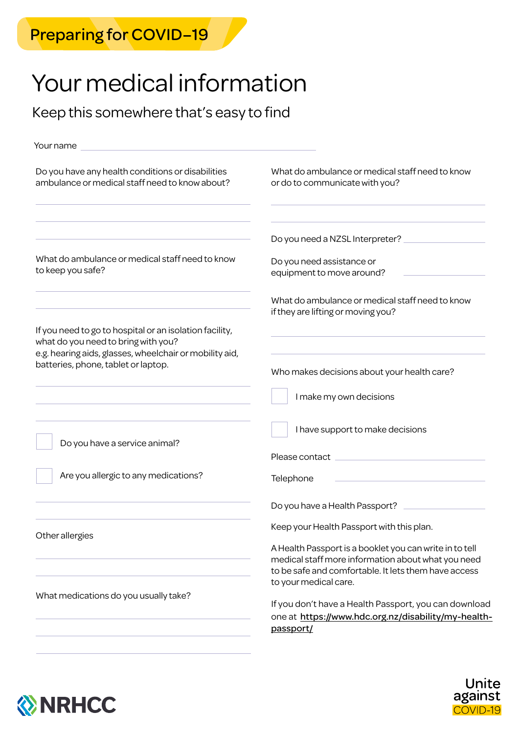Preparing for COVID–19

# Your medical information

## Keep this somewhere that's easy to find

Your name

Do you have any health conditions or disabilities ambulance or medical staff need to know about?

What do ambulance or medical staff need to know to keep you safe?

If you need to go to hospital or an isolation facility, what do you need to bring with you?
e.g. hearing aids, glasses, wheelchair or mobility aid, batteries, phone, tablet or laptop.

- [ ] Do you have a service animal?
- [ ] Are you allergic to any medications?

Other allergies

What medications do you usually take?

What do ambulance or medical staff need to know or do to communicate with you?

Do you need a NZSL Interpreter?

Do you need assistance or equipment to move around?

What do ambulance or medical staff need to know if they are lifting or moving you?

Who makes decisions about your health care?

- [ ] I make my own decisions
- [ ] I have support to make decisions

Please contact

Telephone

Do you have a Health Passport?

Keep your Health Passport with this plan.

A Health Passport is a booklet you can write in to tell medical staff more information about what you need to be safe and comfortable. It lets them have access to your medical care.

If you don't have a Health Passport, you can download one at https://www.hdc.org.nz/disability/my-health-passport/

NRHCC

Unite against COVID-19